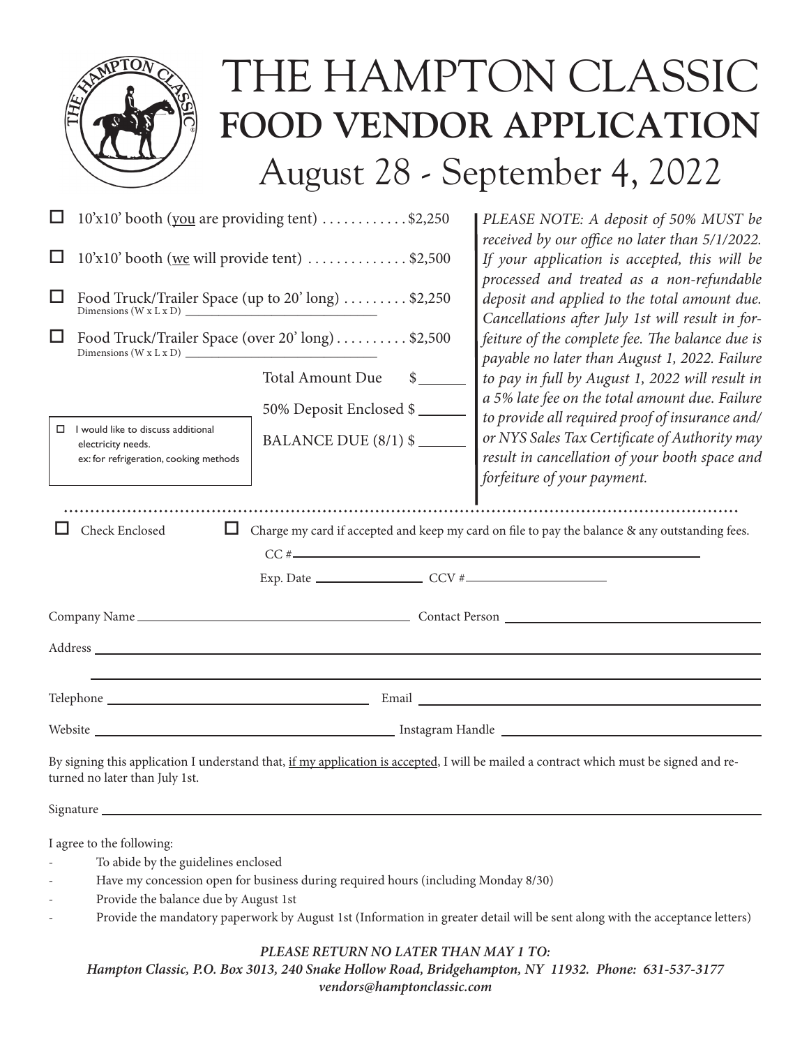# THE HAMPTON CLASSIC
## FOOD VENDOR APPLICATION
### August 28 - September 4, 2022

- ☐ 10'x10' booth (<u>you</u> are providing tent) ............ $2,250
- ☐ 10'x10' booth (<u>we</u> will provide tent) .............. $2,500
- ☐ Food Truck/Trailer Space (up to 20' long) ......... $2,250
  Dimensions (W x L x D) ______________________
- ☐ Food Truck/Trailer Space (over 20' long) .......... $2,500
  Dimensions (W x L x D) ______________________

Total Amount Due $______

50% Deposit Enclosed $______

BALANCE DUE (8/1) $______

☐ I would like to discuss additional electricity needs.
ex: for refrigeration, cooking methods

*PLEASE NOTE: A deposit of 50% MUST be received by our office no later than 5/1/2022. If your application is accepted, this will be processed and treated as a non-refundable deposit and applied to the total amount due. Cancellations after July 1st will result in forfeiture of the complete fee. The balance due is payable no later than August 1, 2022. Failure to pay in full by August 1, 2022 will result in a 5% late fee on the total amount due. Failure to provide all required proof of insurance and/or NYS Sales Tax Certificate of Authority may result in cancellation of your booth space and forfeiture of your payment.*

---

☐ Check Enclosed ☐ Charge my card if accepted and keep my card on file to pay the balance & any outstanding fees.

CC # ______________________________

Exp. Date ______________ CCV # ______________

Company Name ______________________ Contact Person ______________________

Address ______________________________________________

______________________________________________

Telephone ______________________ Email ______________________

Website ______________________ Instagram Handle ______________________

By signing this application I understand that, <u>if my application is accepted</u>, I will be mailed a contract which must be signed and returned no later than July 1st.

Signature ______________________________________________

I agree to the following:

- To abide by the guidelines enclosed
- Have my concession open for business during required hours (including Monday 8/30)
- Provide the balance due by August 1st
- Provide the mandatory paperwork by August 1st (Information in greater detail will be sent along with the acceptance letters)

***PLEASE RETURN NO LATER THAN MAY 1 TO:***
***Hampton Classic, P.O. Box 3013, 240 Snake Hollow Road, Bridgehampton, NY 11932. Phone: 631-537-3177***
***vendors@hamptonclassic.com***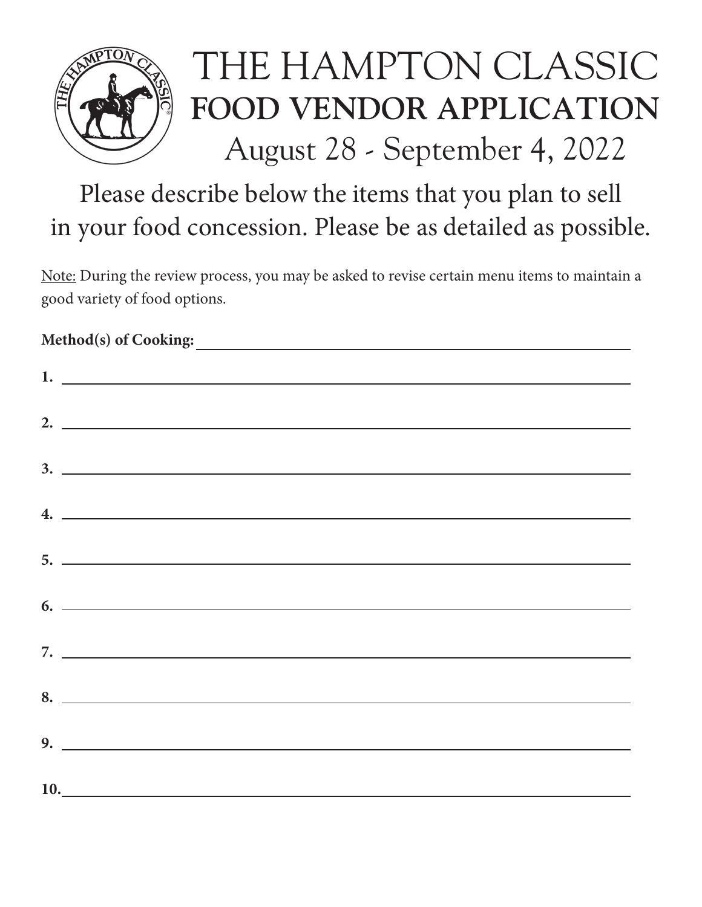# THE HAMPTON CLASSIC
## FOOD VENDOR APPLICATION
### August 28 - September 4, 2022

Please describe below the items that you plan to sell in your food concession. Please be as detailed as possible.

Note: During the review process, you may be asked to revise certain menu items to maintain a good variety of food options.

**Method(s) of Cooking:** ______________________________

**1.** ______________________________

**2.** ______________________________

**3.** ______________________________

**4.** ______________________________

**5.** ______________________________

**6.** ______________________________

**7.** ______________________________

**8.** ______________________________

**9.** ______________________________

**10.** ______________________________